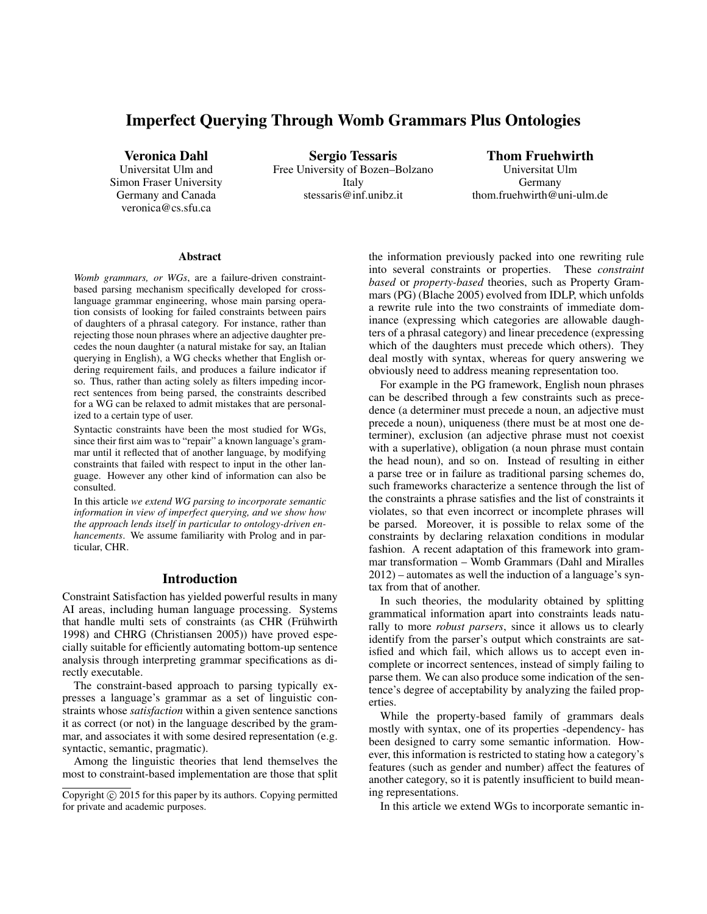# Imperfect Querying Through Womb Grammars Plus Ontologies

**Veronica Dahl**
Universitat Ulm and
Simon Fraser University
Germany and Canada
veronica@cs.sfu.ca

**Sergio Tessaris**
Free University of Bozen–Bolzano
Italy
stessaris@inf.unibz.it

**Thom Fruehwirth**
Universitat Ulm
Germany
thom.fruehwirth@uni-ulm.de

### Abstract

*Womb grammars, or WGs*, are a failure-driven constraint-based parsing mechanism specifically developed for cross-language grammar engineering, whose main parsing operation consists of looking for failed constraints between pairs of daughters of a phrasal category. For instance, rather than rejecting those noun phrases where an adjective daughter precedes the noun daughter (a natural mistake for say, an Italian querying in English), a WG checks whether that English ordering requirement fails, and produces a failure indicator if so. Thus, rather than acting solely as filters impeding incorrect sentences from being parsed, the constraints described for a WG can be relaxed to admit mistakes that are personalized to a certain type of user.

Syntactic constraints have been the most studied for WGs, since their first aim was to "repair" a known language's grammar until it reflected that of another language, by modifying constraints that failed with respect to input in the other language. However any other kind of information can also be consulted.

In this article *we extend WG parsing to incorporate semantic information in view of imperfect querying, and we show how the approach lends itself in particular to ontology-driven enhancements*. We assume familiarity with Prolog and in particular, CHR.

## Introduction

Constraint Satisfaction has yielded powerful results in many AI areas, including human language processing. Systems that handle multi sets of constraints (as CHR (Frühwirth 1998) and CHRG (Christiansen 2005)) have proved especially suitable for efficiently automating bottom-up sentence analysis through interpreting grammar specifications as directly executable.

The constraint-based approach to parsing typically expresses a language's grammar as a set of linguistic constraints whose *satisfaction* within a given sentence sanctions it as correct (or not) in the language described by the grammar, and associates it with some desired representation (e.g. syntactic, semantic, pragmatic).

Among the linguistic theories that lend themselves the most to constraint-based implementation are those that split the information previously packed into one rewriting rule into several constraints or properties. These *constraint based* or *property-based* theories, such as Property Grammars (PG) (Blache 2005) evolved from IDLP, which unfolds a rewrite rule into the two constraints of immediate dominance (expressing which categories are allowable daughters of a phrasal category) and linear precedence (expressing which of the daughters must precede which others). They deal mostly with syntax, whereas for query answering we obviously need to address meaning representation too.

For example in the PG framework, English noun phrases can be described through a few constraints such as precedence (a determiner must precede a noun, an adjective must precede a noun), uniqueness (there must be at most one determiner), exclusion (an adjective phrase must not coexist with a superlative), obligation (a noun phrase must contain the head noun), and so on. Instead of resulting in either a parse tree or in failure as traditional parsing schemes do, such frameworks characterize a sentence through the list of the constraints a phrase satisfies and the list of constraints it violates, so that even incorrect or incomplete phrases will be parsed. Moreover, it is possible to relax some of the constraints by declaring relaxation conditions in modular fashion. A recent adaptation of this framework into grammar transformation – Womb Grammars (Dahl and Miralles 2012) – automates as well the induction of a language's syntax from that of another.

In such theories, the modularity obtained by splitting grammatical information apart into constraints leads naturally to more *robust parsers*, since it allows us to clearly identify from the parser's output which constraints are satisfied and which fail, which allows us to accept even incomplete or incorrect sentences, instead of simply failing to parse them. We can also produce some indication of the sentence's degree of acceptability by analyzing the failed properties.

While the property-based family of grammars deals mostly with syntax, one of its properties -dependency- has been designed to carry some semantic information. However, this information is restricted to stating how a category's features (such as gender and number) affect the features of another category, so it is patently insufficient to build meaning representations.

In this article we extend WGs to incorporate semantic in-

Copyright © 2015 for this paper by its authors. Copying permitted for private and academic purposes.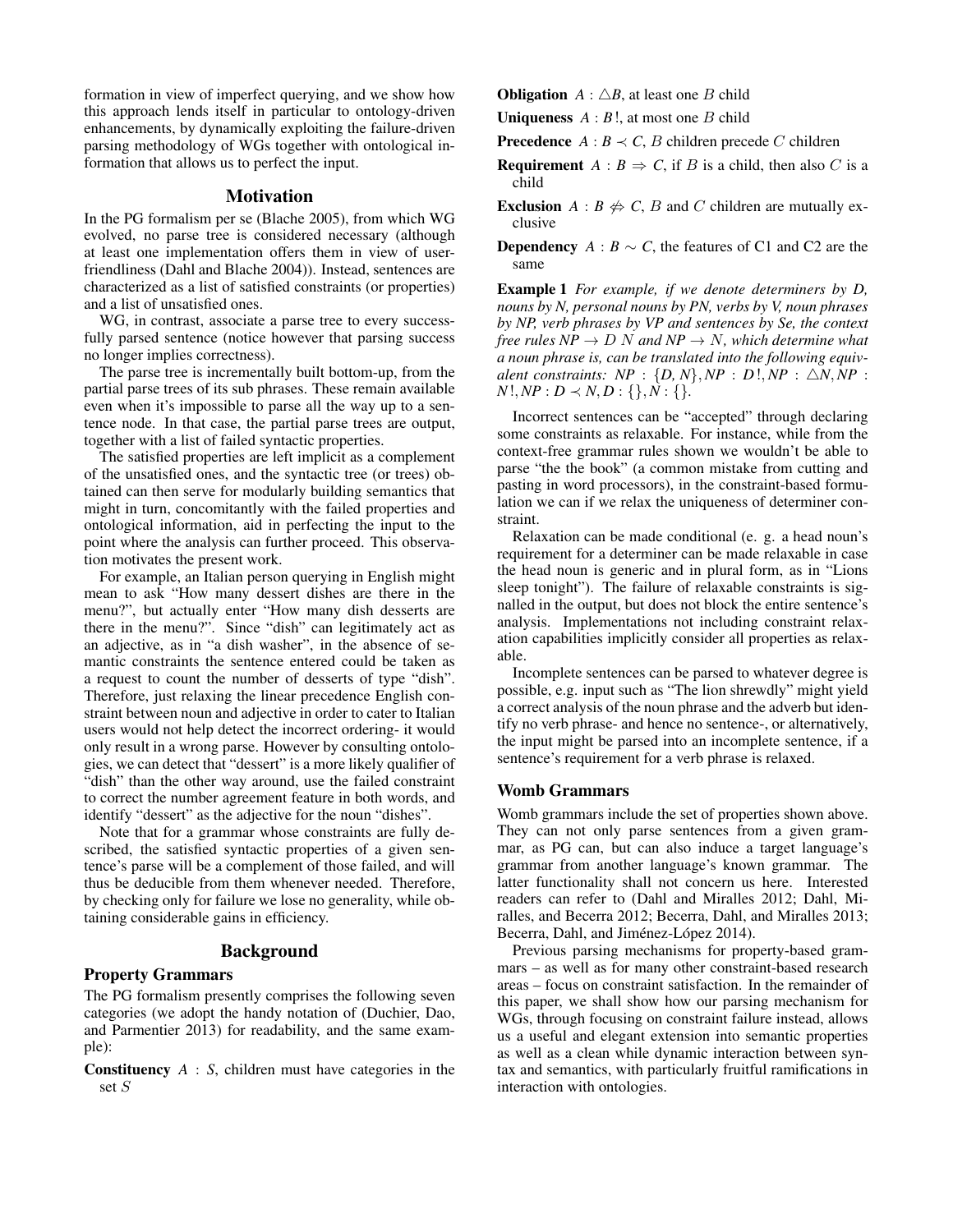formation in view of imperfect querying, and we show how this approach lends itself in particular to ontology-driven enhancements, by dynamically exploiting the failure-driven parsing methodology of WGs together with ontological information that allows us to perfect the input.

## Motivation

In the PG formalism per se (Blache 2005), from which WG evolved, no parse tree is considered necessary (although at least one implementation offers them in view of user-friendliness (Dahl and Blache 2004)). Instead, sentences are characterized as a list of satisfied constraints (or properties) and a list of unsatisfied ones.

WG, in contrast, associate a parse tree to every successfully parsed sentence (notice however that parsing success no longer implies correctness).

The parse tree is incrementally built bottom-up, from the partial parse trees of its sub phrases. These remain available even when it's impossible to parse all the way up to a sentence node. In that case, the partial parse trees are output, together with a list of failed syntactic properties.

The satisfied properties are left implicit as a complement of the unsatisfied ones, and the syntactic tree (or trees) obtained can then serve for modularly building semantics that might in turn, concomitantly with the failed properties and ontological information, aid in perfecting the input to the point where the analysis can further proceed. This observation motivates the present work.

For example, an Italian person querying in English might mean to ask "How many dessert dishes are there in the menu?", but actually enter "How many dish desserts are there in the menu?". Since "dish" can legitimately act as an adjective, as in "a dish washer", in the absence of semantic constraints the sentence entered could be taken as a request to count the number of desserts of type "dish". Therefore, just relaxing the linear precedence English constraint between noun and adjective in order to cater to Italian users would not help detect the incorrect ordering- it would only result in a wrong parse. However by consulting ontologies, we can detect that "dessert" is a more likely qualifier of "dish" than the other way around, use the failed constraint to correct the number agreement feature in both words, and identify "dessert" as the adjective for the noun "dishes".

Note that for a grammar whose constraints are fully described, the satisfied syntactic properties of a given sentence's parse will be a complement of those failed, and will thus be deducible from them whenever needed. Therefore, by checking only for failure we lose no generality, while obtaining considerable gains in efficiency.

## Background

### Property Grammars

The PG formalism presently comprises the following seven categories (we adopt the handy notation of (Duchier, Dao, and Parmentier 2013) for readability, and the same example):

**Constituency** $A : S$, children must have categories in the set $S$

**Obligation** $A : \triangle B$, at least one $B$ child

**Uniqueness** $A : B\,!$, at most one $B$ child

**Precedence** $A : B \prec C$, $B$ children precede $C$ children

**Requirement** $A : B \Rightarrow C$, if $B$ is a child, then also $C$ is a child

**Exclusion** $A : B \not\Leftrightarrow C$, $B$ and $C$ children are mutually exclusive

**Dependency** $A : B \sim C$, the features of C1 and C2 are the same

**Example 1** *For example, if we denote determiners by D, nouns by N, personal nouns by PN, verbs by V, noun phrases by NP, verb phrases by VP and sentences by Se, the context free rules $NP \rightarrow D\ N$ and $NP \rightarrow N$, which determine what a noun phrase is, can be translated into the following equivalent constraints: $NP : \{D, N\}, NP : D\,!, NP : \triangle N, NP : N\,!, NP : D \prec N, D : \{\}, N : \{\}$.*

Incorrect sentences can be "accepted" through declaring some constraints as relaxable. For instance, while from the context-free grammar rules shown we wouldn't be able to parse "the the book" (a common mistake from cutting and pasting in word processors), in the constraint-based formulation we can if we relax the uniqueness of determiner constraint.

Relaxation can be made conditional (e. g. a head noun's requirement for a determiner can be made relaxable in case the head noun is generic and in plural form, as in "Lions sleep tonight"). The failure of relaxable constraints is signalled in the output, but does not block the entire sentence's analysis. Implementations not including constraint relaxation capabilities implicitly consider all properties as relaxable.

Incomplete sentences can be parsed to whatever degree is possible, e.g. input such as "The lion shrewdly" might yield a correct analysis of the noun phrase and the adverb but identify no verb phrase- and hence no sentence-, or alternatively, the input might be parsed into an incomplete sentence, if a sentence's requirement for a verb phrase is relaxed.

### Womb Grammars

Womb grammars include the set of properties shown above. They can not only parse sentences from a given grammar, as PG can, but can also induce a target language's grammar from another language's known grammar. The latter functionality shall not concern us here. Interested readers can refer to (Dahl and Miralles 2012; Dahl, Miralles, and Becerra 2012; Becerra, Dahl, and Miralles 2013; Becerra, Dahl, and Jiménez-López 2014).

Previous parsing mechanisms for property-based grammars – as well as for many other constraint-based research areas – focus on constraint satisfaction. In the remainder of this paper, we shall show how our parsing mechanism for WGs, through focusing on constraint failure instead, allows us a useful and elegant extension into semantic properties as well as a clean while dynamic interaction between syntax and semantics, with particularly fruitful ramifications in interaction with ontologies.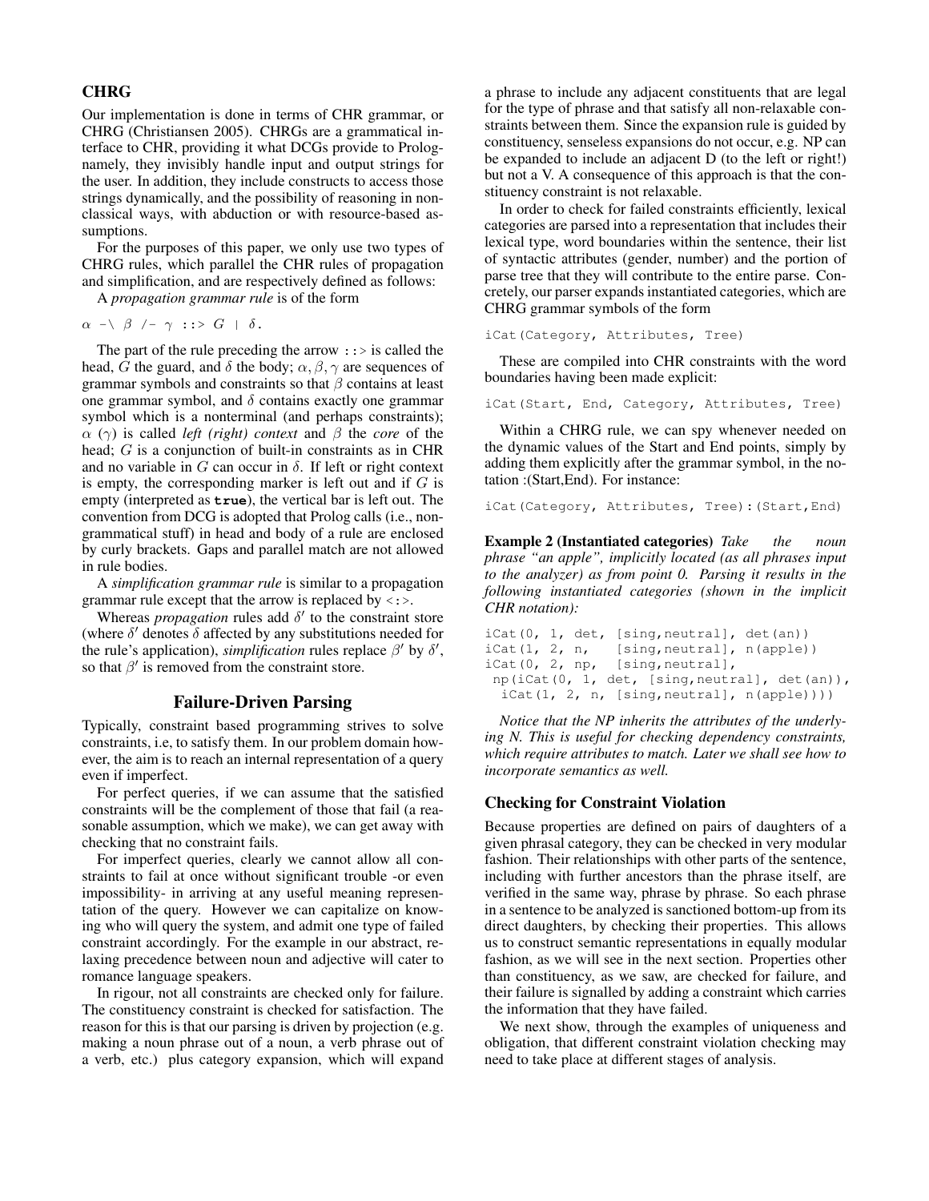## CHRG

Our implementation is done in terms of CHR grammar, or CHRG (Christiansen 2005). CHRGs are a grammatical interface to CHR, providing it what DCGs provide to Prolog-namely, they invisibly handle input and output strings for the user. In addition, they include constructs to access those strings dynamically, and the possibility of reasoning in non-classical ways, with abduction or with resource-based assumptions.

For the purposes of this paper, we only use two types of CHRG rules, which parallel the CHR rules of propagation and simplification, and are respectively defined as follows:

A *propagation grammar rule* is of the form

$\alpha$ -\ $\beta$ /- $\gamma$ ::> $G$ | $\delta$.

The part of the rule preceding the arrow ::> is called the head, $G$ the guard, and $\delta$ the body; $\alpha, \beta, \gamma$ are sequences of grammar symbols and constraints so that $\beta$ contains at least one grammar symbol, and $\delta$ contains exactly one grammar symbol which is a nonterminal (and perhaps constraints); $\alpha$ ($\gamma$) is called *left (right) context* and $\beta$ the *core* of the head; $G$ is a conjunction of built-in constraints as in CHR and no variable in $G$ can occur in $\delta$. If left or right context is empty, the corresponding marker is left out and if $G$ is empty (interpreted as **true**), the vertical bar is left out. The convention from DCG is adopted that Prolog calls (i.e., non-grammatical stuff) in head and body of a rule are enclosed by curly brackets. Gaps and parallel match are not allowed in rule bodies.

A *simplification grammar rule* is similar to a propagation grammar rule except that the arrow is replaced by <:>.

Whereas *propagation* rules add $\delta'$ to the constraint store (where $\delta'$ denotes $\delta$ affected by any substitutions needed for the rule's application), *simplification* rules replace $\beta'$ by $\delta'$, so that $\beta'$ is removed from the constraint store.

## Failure-Driven Parsing

Typically, constraint based programming strives to solve constraints, i.e, to satisfy them. In our problem domain however, the aim is to reach an internal representation of a query even if imperfect.

For perfect queries, if we can assume that the satisfied constraints will be the complement of those that fail (a reasonable assumption, which we make), we can get away with checking that no constraint fails.

For imperfect queries, clearly we cannot allow all constraints to fail at once without significant trouble -or even impossibility- in arriving at any useful meaning representation of the query. However we can capitalize on knowing who will query the system, and admit one type of failed constraint accordingly. For the example in our abstract, relaxing precedence between noun and adjective will cater to romance language speakers.

In rigour, not all constraints are checked only for failure. The constituency constraint is checked for satisfaction. The reason for this is that our parsing is driven by projection (e.g. making a noun phrase out of a noun, a verb phrase out of a verb, etc.) plus category expansion, which will expand a phrase to include any adjacent constituents that are legal for the type of phrase and that satisfy all non-relaxable constraints between them. Since the expansion rule is guided by constituency, senseless expansions do not occur, e.g. NP can be expanded to include an adjacent D (to the left or right!) but not a V. A consequence of this approach is that the constituency constraint is not relaxable.

In order to check for failed constraints efficiently, lexical categories are parsed into a representation that includes their lexical type, word boundaries within the sentence, their list of syntactic attributes (gender, number) and the portion of parse tree that they will contribute to the entire parse. Concretely, our parser expands instantiated categories, which are CHRG grammar symbols of the form

```
iCat(Category, Attributes, Tree)
```

These are compiled into CHR constraints with the word boundaries having been made explicit:

```
iCat(Start, End, Category, Attributes, Tree)
```

Within a CHRG rule, we can spy whenever needed on the dynamic values of the Start and End points, simply by adding them explicitly after the grammar symbol, in the notation :(Start,End). For instance:

```
iCat(Category, Attributes, Tree):(Start,End)
```

**Example 2 (Instantiated categories)** *Take the noun phrase "an apple", implicitly located (as all phrases input to the analyzer) as from point 0. Parsing it results in the following instantiated categories (shown in the implicit CHR notation):*

```
iCat(0, 1, det, [sing,neutral], det(an))
iCat(1, 2, n,   [sing,neutral], n(apple))
iCat(0, 2, np,  [sing,neutral],
 np(iCat(0, 1, det, [sing,neutral], det(an)),
  iCat(1, 2, n, [sing,neutral], n(apple))))
```

*Notice that the NP inherits the attributes of the underlying N. This is useful for checking dependency constraints, which require attributes to match. Later we shall see how to incorporate semantics as well.*

### Checking for Constraint Violation

Because properties are defined on pairs of daughters of a given phrasal category, they can be checked in very modular fashion. Their relationships with other parts of the sentence, including with further ancestors than the phrase itself, are verified in the same way, phrase by phrase. So each phrase in a sentence to be analyzed is sanctioned bottom-up from its direct daughters, by checking their properties. This allows us to construct semantic representations in equally modular fashion, as we will see in the next section. Properties other than constituency, as we saw, are checked for failure, and their failure is signalled by adding a constraint which carries the information that they have failed.

We next show, through the examples of uniqueness and obligation, that different constraint violation checking may need to take place at different stages of analysis.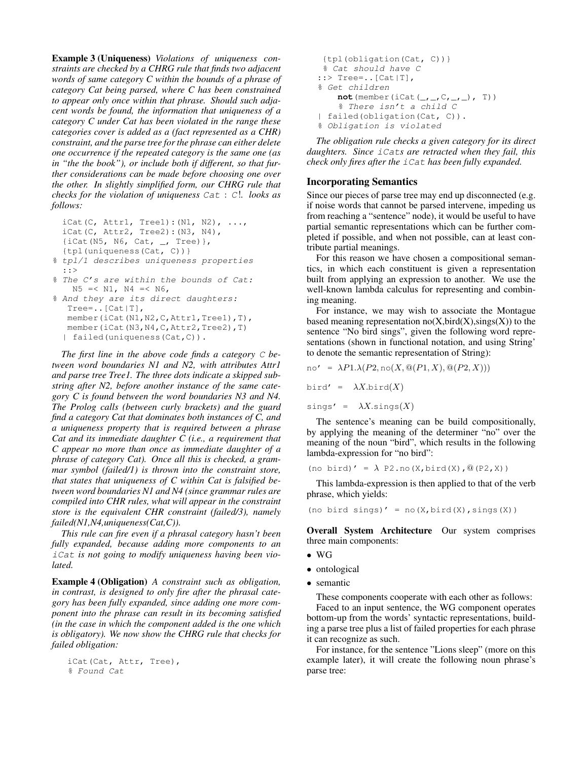**Example 3 (Uniqueness)** *Violations of uniqueness constraints are checked by a CHRG rule that finds two adjacent words of same category C within the bounds of a phrase of category Cat being parsed, where C has been constrained to appear only once within that phrase. Should such adjacent words be found, the information that uniqueness of a category C under Cat has been violated in the range these categories cover is added as a (fact represented as a CHR) constraint, and the parse tree for the phrase can either delete one occurrence if the repeated category is the same one (as in "the the book"), or include both if different, so that further considerations can be made before choosing one over the other. In slightly simplified form, our CHRG rule that checks for the violation of uniqueness* `Cat : C!`. *looks as follows:*

```
iCat(C, Attr1, Tree1):(N1, N2), ...,
iCat(C, Attr2, Tree2):(N3, N4),
{iCat(N5, N6, Cat, _, Tree)},
{tpl(uniqueness(Cat, C))}
% tpl/1 describes uniqueness properties
::>
% The C's are within the bounds of Cat:
  N5 =< N1, N4 =< N6,
% And they are its direct daughters:
  Tree=..[Cat|T],
  member(iCat(N1,N2,C,Attr1,Tree1),T),
  member(iCat(N3,N4,C,Attr2,Tree2),T)
 | failed(uniqueness(Cat,C)).
```

*The first line in the above code finds a category* `C` *between word boundaries N1 and N2, with attributes Attr1 and parse tree Tree1. The three dots indicate a skipped substring after N2, before another instance of the same category C is found between the word boundaries N3 and N4. The Prolog calls (between curly brackets) and the guard find a category Cat that dominates both instances of C, and a uniqueness property that is required between a phrase Cat and its immediate daughter C (i.e., a requirement that C appear no more than once as immediate daughter of a phrase of category Cat). Once all this is checked, a grammar symbol (failed/1) is thrown into the constraint store, that states that uniqueness of C within Cat is falsified between word boundaries N1 and N4 (since grammar rules are compiled into CHR rules, what will appear in the constraint store is the equivalent CHR constraint (failed/3), namely failed(N1,N4,uniqueness(Cat,C)).*

*This rule can fire even if a phrasal category hasn't been fully expanded, because adding more components to an* `iCat` *is not going to modify uniqueness having been violated.*

**Example 4 (Obligation)** *A constraint such as obligation, in contrast, is designed to only fire after the phrasal category has been fully expanded, since adding one more component into the phrase can result in its becoming satisfied (in the case in which the component added is the one which is obligatory). We now show the CHRG rule that checks for failed obligation:*

```
iCat(Cat, Attr, Tree),
% Found Cat
{tpl(obligation(Cat, C))}
% Cat should have C
::> Tree=..[Cat|T],
% Get children
    not(member(iCat(_,_,C,_,_), T))
    % There isn't a child C
| failed(obligation(Cat, C)).
% Obligation is violated
```

*The obligation rule checks a given category for its direct daughters. Since* `iCat`*s are retracted when they fail, this check only fires after the* `iCat` *has been fully expanded.*

## Incorporating Semantics

Since our pieces of parse tree may end up disconnected (e.g. if noise words that cannot be parsed intervene, impeding us from reaching a "sentence" node), it would be useful to have partial semantic representations which can be further completed if possible, and when not possible, can at least contribute partial meanings.

For this reason we have chosen a compositional semantics, in which each constituent is given a representation built from applying an expression to another. We use the well-known lambda calculus for representing and combining meaning.

For instance, we may wish to associate the Montague based meaning representation no(X,bird(X),sings(X)) to the sentence "No bird sings", given the following word representations (shown in functional notation, and using String' to denote the semantic representation of String):

`no'` $= \lambda P1.\lambda(P2, \text{no}(X, @(P1, X), @(P2, X)))$

`bird'` $= \lambda X.\text{bird}(X)$

`sings'` $= \lambda X.\text{sings}(X)$

The sentence's meaning can be build compositionally, by applying the meaning of the determiner "no" over the meaning of the noun "bird", which results in the following lambda-expression for "no bird":

`(no bird)' =` $\lambda$ `P2.no(X,bird(X),@(P2,X))`

This lambda-expression is then applied to that of the verb phrase, which yields:

`(no bird sings)' = no(X,bird(X),sings(X))`

**Overall System Architecture** Our system comprises three main components:

- WG
- ontological
- semantic

These components cooperate with each other as follows:

Faced to an input sentence, the WG component operates bottom-up from the words' syntactic representations, building a parse tree plus a list of failed properties for each phrase it can recognize as such.

For instance, for the sentence "Lions sleep" (more on this example later), it will create the following noun phrase's parse tree: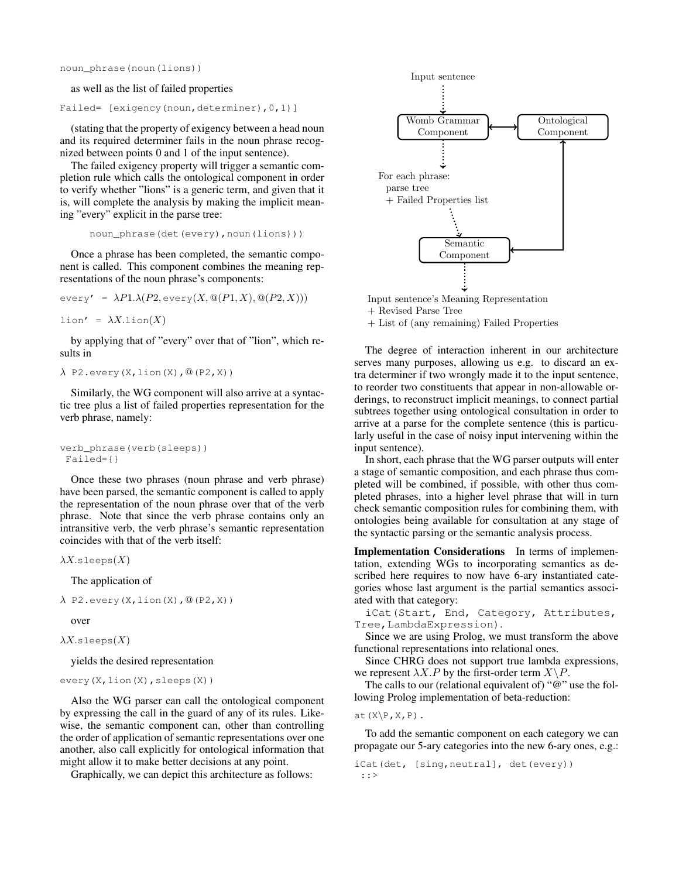```
noun_phrase(noun(lions))
```

as well as the list of failed properties

```
Failed= [exigency(noun,determiner),0,1)]
```

(stating that the property of exigency between a head noun and its required determiner fails in the noun phrase recognized between points 0 and 1 of the input sentence).

The failed exigency property will trigger a semantic completion rule which calls the ontological component in order to verify whether "lions" is a generic term, and given that it is, will complete the analysis by making the implicit meaning "every" explicit in the parse tree:

```
noun_phrase(det(every),noun(lions)))
```

Once a phrase has been completed, the semantic component is called. This component combines the meaning representations of the noun phrase's components:

every' = $\lambda P1.\lambda(P2, \texttt{every}(X, @(P1, X), @(P2, X)))$

lion' = $\lambda X.\texttt{lion}(X)$

by applying that of "every" over that of "lion", which results in

$\lambda$ `P2.every(X,lion(X),@(P2,X))`

Similarly, the WG component will also arrive at a syntactic tree plus a list of failed properties representation for the verb phrase, namely:

```
verb_phrase(verb(sleeps))
 Failed={}
```

Once these two phrases (noun phrase and verb phrase) have been parsed, the semantic component is called to apply the representation of the noun phrase over that of the verb phrase. Note that since the verb phrase contains only an intransitive verb, the verb phrase's semantic representation coincides with that of the verb itself:

$\lambda X.\texttt{sleeps}(X)$

The application of

$\lambda$ `P2.every(X,lion(X),@(P2,X))`

over

$\lambda X.\texttt{sleeps}(X)$

yields the desired representation

```
every(X,lion(X),sleeps(X))
```

Also the WG parser can call the ontological component by expressing the call in the guard of any of its rules. Likewise, the semantic component can, other than controlling the order of application of semantic representations over one another, also call explicitly for ontological information that might allow it to make better decisions at any point.

Graphically, we can depict this architecture as follows:

Input sentence
Womb Grammar Component ⟷ Ontological Component
For each phrase:
parse tree
+ Failed Properties list
Semantic Component
Input sentence's Meaning Representation
+ Revised Parse Tree
+ List of (any remaining) Failed Properties

The degree of interaction inherent in our architecture serves many purposes, allowing us e.g. to discard an extra determiner if two wrongly made it to the input sentence, to reorder two constituents that appear in non-allowable orderings, to reconstruct implicit meanings, to connect partial subtrees together using ontological consultation in order to arrive at a parse for the complete sentence (this is particularly useful in the case of noisy input intervening within the input sentence).

In short, each phrase that the WG parser outputs will enter a stage of semantic composition, and each phrase thus completed will be combined, if possible, with other thus completed phrases, into a higher level phrase that will in turn check semantic composition rules for combining them, with ontologies being available for consultation at any stage of the syntactic parsing or the semantic analysis process.

**Implementation Considerations** In terms of implementation, extending WGs to incorporating semantics as described here requires to now have 6-ary instantiated categories whose last argument is the partial semantics associated with that category:

```
iCat(Start, End, Category, Attributes,
Tree,LambdaExpression).
```

Since we are using Prolog, we must transform the above functional representations into relational ones.

Since CHRG does not support true lambda expressions, we represent $\lambda X.P$ by the first-order term $X\backslash P$.

The calls to our (relational equivalent of) "@" use the following Prolog implementation of beta-reduction:

```
at(X\P,X,P).
```

To add the semantic component on each category we can propagate our 5-ary categories into the new 6-ary ones, e.g.:

```
iCat(det, [sing,neutral], det(every))
 ::>
```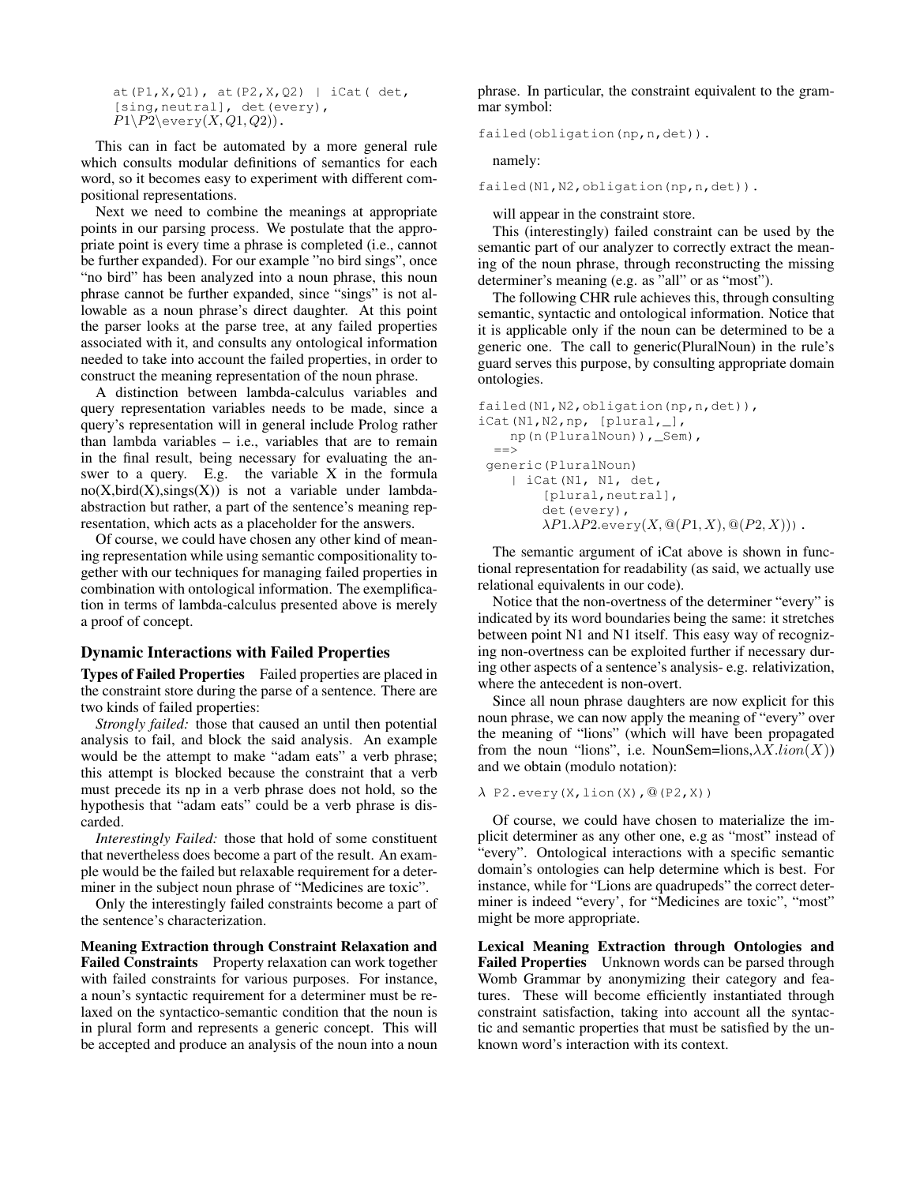```
at(P1,X,Q1), at(P2,X,Q2) | iCat( det,
[sing,neutral], det(every),
P1\P2\every(X,Q1,Q2)).
```

This can in fact be automated by a more general rule which consults modular definitions of semantics for each word, so it becomes easy to experiment with different compositional representations.

Next we need to combine the meanings at appropriate points in our parsing process. We postulate that the appropriate point is every time a phrase is completed (i.e., cannot be further expanded). For our example "no bird sings", once "no bird" has been analyzed into a noun phrase, this noun phrase cannot be further expanded, since "sings" is not allowable as a noun phrase's direct daughter. At this point the parser looks at the parse tree, at any failed properties associated with it, and consults any ontological information needed to take into account the failed properties, in order to construct the meaning representation of the noun phrase.

A distinction between lambda-calculus variables and query representation variables needs to be made, since a query's representation will in general include Prolog rather than lambda variables – i.e., variables that are to remain in the final result, being necessary for evaluating the answer to a query. E.g. the variable X in the formula no(X,bird(X),sings(X)) is not a variable under lambda-abstraction but rather, a part of the sentence's meaning representation, which acts as a placeholder for the answers.

Of course, we could have chosen any other kind of meaning representation while using semantic compositionality together with our techniques for managing failed properties in combination with ontological information. The exemplification in terms of lambda-calculus presented above is merely a proof of concept.

## Dynamic Interactions with Failed Properties

**Types of Failed Properties** Failed properties are placed in the constraint store during the parse of a sentence. There are two kinds of failed properties:

*Strongly failed:* those that caused an until then potential analysis to fail, and block the said analysis. An example would be the attempt to make "adam eats" a verb phrase; this attempt is blocked because the constraint that a verb must precede its np in a verb phrase does not hold, so the hypothesis that "adam eats" could be a verb phrase is discarded.

*Interestingly Failed:* those that hold of some constituent that nevertheless does become a part of the result. An example would be the failed but relaxable requirement for a determiner in the subject noun phrase of "Medicines are toxic".

Only the interestingly failed constraints become a part of the sentence's characterization.

**Meaning Extraction through Constraint Relaxation and Failed Constraints** Property relaxation can work together with failed constraints for various purposes. For instance, a noun's syntactic requirement for a determiner must be relaxed on the syntactico-semantic condition that the noun is in plural form and represents a generic concept. This will be accepted and produce an analysis of the noun into a noun phrase. In particular, the constraint equivalent to the grammar symbol:

```
failed(obligation(np,n,det)).
```

namely:

```
failed(N1,N2,obligation(np,n,det)).
```

will appear in the constraint store.

This (interestingly) failed constraint can be used by the semantic part of our analyzer to correctly extract the meaning of the noun phrase, through reconstructing the missing determiner's meaning (e.g. as "all" or as "most").

The following CHR rule achieves this, through consulting semantic, syntactic and ontological information. Notice that it is applicable only if the noun can be determined to be a generic one. The call to generic(PluralNoun) in the rule's guard serves this purpose, by consulting appropriate domain ontologies.

```
failed(N1,N2,obligation(np,n,det)),
iCat(N1,N2,np, [plural,_],
    np(n(PluralNoun)),_Sem),
  ==>
 generic(PluralNoun)
    | iCat(N1, N1, det,
        [plural,neutral],
        det(every),
        λP1.λP2.every(X,@(P1,X),@(P2,X))) .
```

The semantic argument of iCat above is shown in functional representation for readability (as said, we actually use relational equivalents in our code).

Notice that the non-overtness of the determiner "every" is indicated by its word boundaries being the same: it stretches between point N1 and N1 itself. This easy way of recognizing non-overtness can be exploited further if necessary during other aspects of a sentence's analysis- e.g. relativization, where the antecedent is non-overt.

Since all noun phrase daughters are now explicit for this noun phrase, we can now apply the meaning of "every" over the meaning of "lions" (which will have been propagated from the noun "lions", i.e. NounSem=lions,$\lambda X.lion(X)$) and we obtain (modulo notation):

```
λ P2.every(X,lion(X),@(P2,X))
```

Of course, we could have chosen to materialize the implicit determiner as any other one, e.g as "most" instead of "every". Ontological interactions with a specific semantic domain's ontologies can help determine which is best. For instance, while for "Lions are quadrupeds" the correct determiner is indeed "every', for "Medicines are toxic", "most" might be more appropriate.

**Lexical Meaning Extraction through Ontologies and Failed Properties** Unknown words can be parsed through Womb Grammar by anonymizing their category and features. These will become efficiently instantiated through constraint satisfaction, taking into account all the syntactic and semantic properties that must be satisfied by the unknown word's interaction with its context.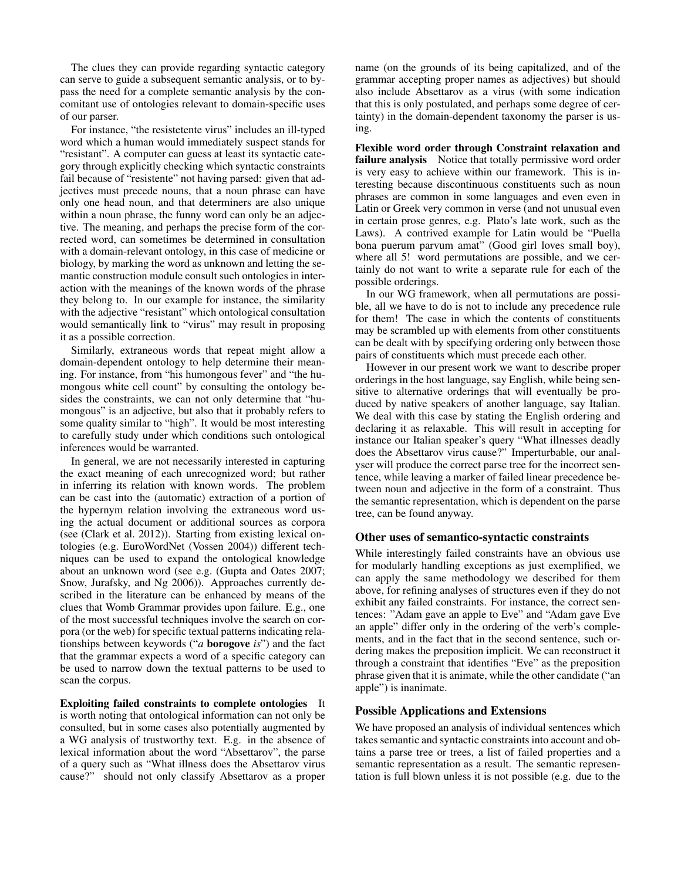The clues they can provide regarding syntactic category can serve to guide a subsequent semantic analysis, or to bypass the need for a complete semantic analysis by the concomitant use of ontologies relevant to domain-specific uses of our parser.

For instance, "the resistetente virus" includes an ill-typed word which a human would immediately suspect stands for "resistant". A computer can guess at least its syntactic category through explicitly checking which syntactic constraints fail because of "resistente" not having parsed: given that adjectives must precede nouns, that a noun phrase can have only one head noun, and that determiners are also unique within a noun phrase, the funny word can only be an adjective. The meaning, and perhaps the precise form of the corrected word, can sometimes be determined in consultation with a domain-relevant ontology, in this case of medicine or biology, by marking the word as unknown and letting the semantic construction module consult such ontologies in interaction with the meanings of the known words of the phrase they belong to. In our example for instance, the similarity with the adjective "resistant" which ontological consultation would semantically link to "virus" may result in proposing it as a possible correction.

Similarly, extraneous words that repeat might allow a domain-dependent ontology to help determine their meaning. For instance, from "his humongous fever" and "the humongous white cell count" by consulting the ontology besides the constraints, we can not only determine that "humongous" is an adjective, but also that it probably refers to some quality similar to "high". It would be most interesting to carefully study under which conditions such ontological inferences would be warranted.

In general, we are not necessarily interested in capturing the exact meaning of each unrecognized word; but rather in inferring its relation with known words. The problem can be cast into the (automatic) extraction of a portion of the hypernym relation involving the extraneous word using the actual document or additional sources as corpora (see (Clark et al. 2012)). Starting from existing lexical ontologies (e.g. EuroWordNet (Vossen 2004)) different techniques can be used to expand the ontological knowledge about an unknown word (see e.g. (Gupta and Oates 2007; Snow, Jurafsky, and Ng 2006)). Approaches currently described in the literature can be enhanced by means of the clues that Womb Grammar provides upon failure. E.g., one of the most successful techniques involve the search on corpora (or the web) for specific textual patterns indicating relationships between keywords ("*a* **borogove** *is*") and the fact that the grammar expects a word of a specific category can be used to narrow down the textual patterns to be used to scan the corpus.

**Exploiting failed constraints to complete ontologies** It is worth noting that ontological information can not only be consulted, but in some cases also potentially augmented by a WG analysis of trustworthy text. E.g. in the absence of lexical information about the word "Absettarov", the parse of a query such as "What illness does the Absettarov virus cause?" should not only classify Absettarov as a proper name (on the grounds of its being capitalized, and of the grammar accepting proper names as adjectives) but should also include Absettarov as a virus (with some indication that this is only postulated, and perhaps some degree of certainty) in the domain-dependent taxonomy the parser is using.

**Flexible word order through Constraint relaxation and failure analysis** Notice that totally permissive word order is very easy to achieve within our framework. This is interesting because discontinuous constituents such as noun phrases are common in some languages and even even in Latin or Greek very common in verse (and not unusual even in certain prose genres, e.g. Plato's late work, such as the Laws). A contrived example for Latin would be "Puella bona puerum parvum amat" (Good girl loves small boy), where all 5! word permutations are possible, and we certainly do not want to write a separate rule for each of the possible orderings.

In our WG framework, when all permutations are possible, all we have to do is not to include any precedence rule for them! The case in which the contents of constituents may be scrambled up with elements from other constituents can be dealt with by specifying ordering only between those pairs of constituents which must precede each other.

However in our present work we want to describe proper orderings in the host language, say English, while being sensitive to alternative orderings that will eventually be produced by native speakers of another language, say Italian. We deal with this case by stating the English ordering and declaring it as relaxable. This will result in accepting for instance our Italian speaker's query "What illnesses deadly does the Absettarov virus cause?" Imperturbable, our analyser will produce the correct parse tree for the incorrect sentence, while leaving a marker of failed linear precedence between noun and adjective in the form of a constraint. Thus the semantic representation, which is dependent on the parse tree, can be found anyway.

### Other uses of semantico-syntactic constraints

While interestingly failed constraints have an obvious use for modularly handling exceptions as just exemplified, we can apply the same methodology we described for them above, for refining analyses of structures even if they do not exhibit any failed constraints. For instance, the correct sentences: "Adam gave an apple to Eve" and "Adam gave Eve an apple" differ only in the ordering of the verb's complements, and in the fact that in the second sentence, such ordering makes the preposition implicit. We can reconstruct it through a constraint that identifies "Eve" as the preposition phrase given that it is animate, while the other candidate ("an apple") is inanimate.

## Possible Applications and Extensions

We have proposed an analysis of individual sentences which takes semantic and syntactic constraints into account and obtains a parse tree or trees, a list of failed properties and a semantic representation as a result. The semantic representation is full blown unless it is not possible (e.g. due to the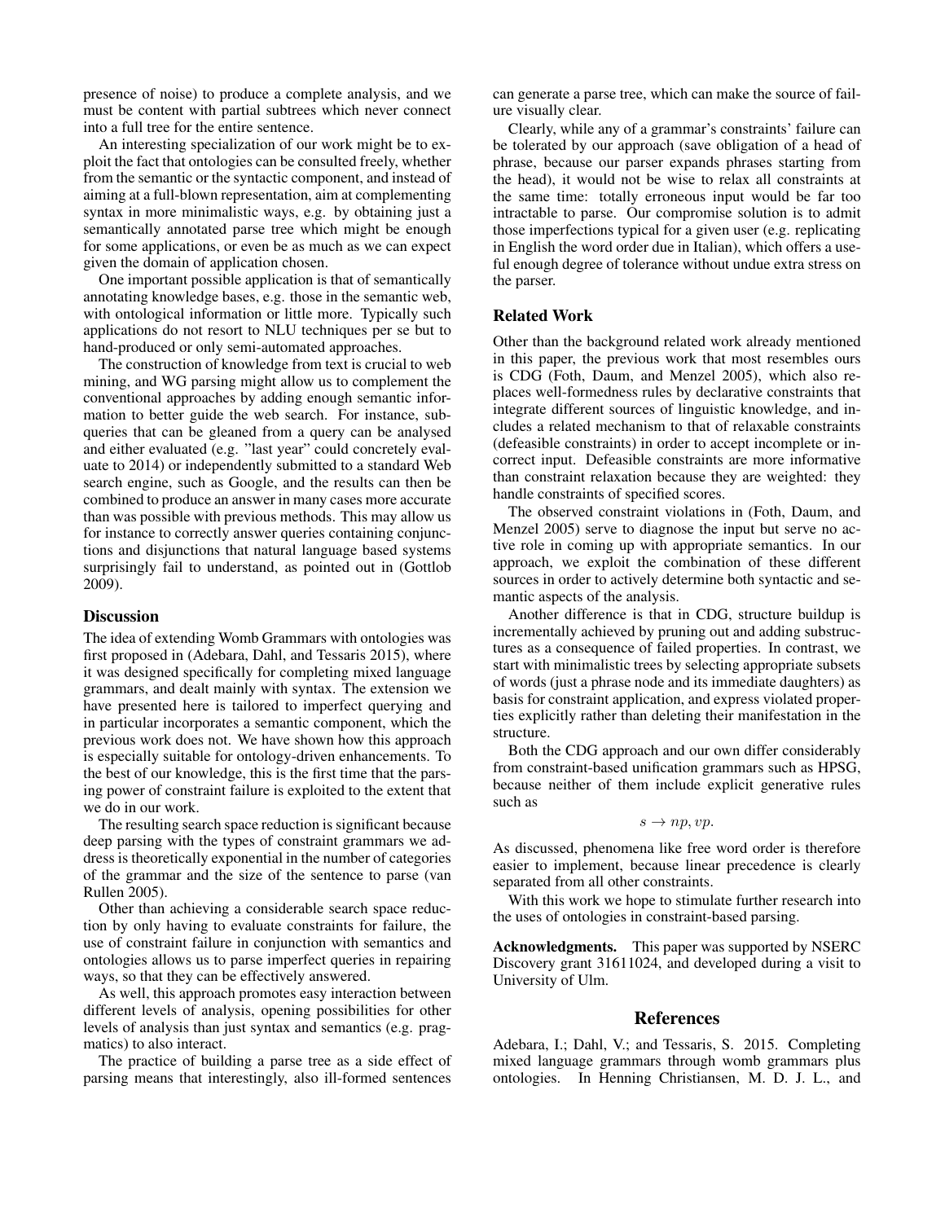presence of noise) to produce a complete analysis, and we must be content with partial subtrees which never connect into a full tree for the entire sentence.

An interesting specialization of our work might be to exploit the fact that ontologies can be consulted freely, whether from the semantic or the syntactic component, and instead of aiming at a full-blown representation, aim at complementing syntax in more minimalistic ways, e.g. by obtaining just a semantically annotated parse tree which might be enough for some applications, or even be as much as we can expect given the domain of application chosen.

One important possible application is that of semantically annotating knowledge bases, e.g. those in the semantic web, with ontological information or little more. Typically such applications do not resort to NLU techniques per se but to hand-produced or only semi-automated approaches.

The construction of knowledge from text is crucial to web mining, and WG parsing might allow us to complement the conventional approaches by adding enough semantic information to better guide the web search. For instance, subqueries that can be gleaned from a query can be analysed and either evaluated (e.g. "last year" could concretely evaluate to 2014) or independently submitted to a standard Web search engine, such as Google, and the results can then be combined to produce an answer in many cases more accurate than was possible with previous methods. This may allow us for instance to correctly answer queries containing conjunctions and disjunctions that natural language based systems surprisingly fail to understand, as pointed out in (Gottlob 2009).

## Discussion

The idea of extending Womb Grammars with ontologies was first proposed in (Adebara, Dahl, and Tessaris 2015), where it was designed specifically for completing mixed language grammars, and dealt mainly with syntax. The extension we have presented here is tailored to imperfect querying and in particular incorporates a semantic component, which the previous work does not. We have shown how this approach is especially suitable for ontology-driven enhancements. To the best of our knowledge, this is the first time that the parsing power of constraint failure is exploited to the extent that we do in our work.

The resulting search space reduction is significant because deep parsing with the types of constraint grammars we address is theoretically exponential in the number of categories of the grammar and the size of the sentence to parse (van Rullen 2005).

Other than achieving a considerable search space reduction by only having to evaluate constraints for failure, the use of constraint failure in conjunction with semantics and ontologies allows us to parse imperfect queries in repairing ways, so that they can be effectively answered.

As well, this approach promotes easy interaction between different levels of analysis, opening possibilities for other levels of analysis than just syntax and semantics (e.g. pragmatics) to also interact.

The practice of building a parse tree as a side effect of parsing means that interestingly, also ill-formed sentences can generate a parse tree, which can make the source of failure visually clear.

Clearly, while any of a grammar's constraints' failure can be tolerated by our approach (save obligation of a head of phrase, because our parser expands phrases starting from the head), it would not be wise to relax all constraints at the same time: totally erroneous input would be far too intractable to parse. Our compromise solution is to admit those imperfections typical for a given user (e.g. replicating in English the word order due in Italian), which offers a useful enough degree of tolerance without undue extra stress on the parser.

## Related Work

Other than the background related work already mentioned in this paper, the previous work that most resembles ours is CDG (Foth, Daum, and Menzel 2005), which also replaces well-formedness rules by declarative constraints that integrate different sources of linguistic knowledge, and includes a related mechanism to that of relaxable constraints (defeasible constraints) in order to accept incomplete or incorrect input. Defeasible constraints are more informative than constraint relaxation because they are weighted: they handle constraints of specified scores.

The observed constraint violations in (Foth, Daum, and Menzel 2005) serve to diagnose the input but serve no active role in coming up with appropriate semantics. In our approach, we exploit the combination of these different sources in order to actively determine both syntactic and semantic aspects of the analysis.

Another difference is that in CDG, structure buildup is incrementally achieved by pruning out and adding substructures as a consequence of failed properties. In contrast, we start with minimalistic trees by selecting appropriate subsets of words (just a phrase node and its immediate daughters) as basis for constraint application, and express violated properties explicitly rather than deleting their manifestation in the structure.

Both the CDG approach and our own differ considerably from constraint-based unification grammars such as HPSG, because neither of them include explicit generative rules such as

$$s \rightarrow np, vp.$$

As discussed, phenomena like free word order is therefore easier to implement, because linear precedence is clearly separated from all other constraints.

With this work we hope to stimulate further research into the uses of ontologies in constraint-based parsing.

**Acknowledgments.** This paper was supported by NSERC Discovery grant 31611024, and developed during a visit to University of Ulm.

## References

Adebara, I.; Dahl, V.; and Tessaris, S. 2015. Completing mixed language grammars through womb grammars plus ontologies. In Henning Christiansen, M. D. J. L., and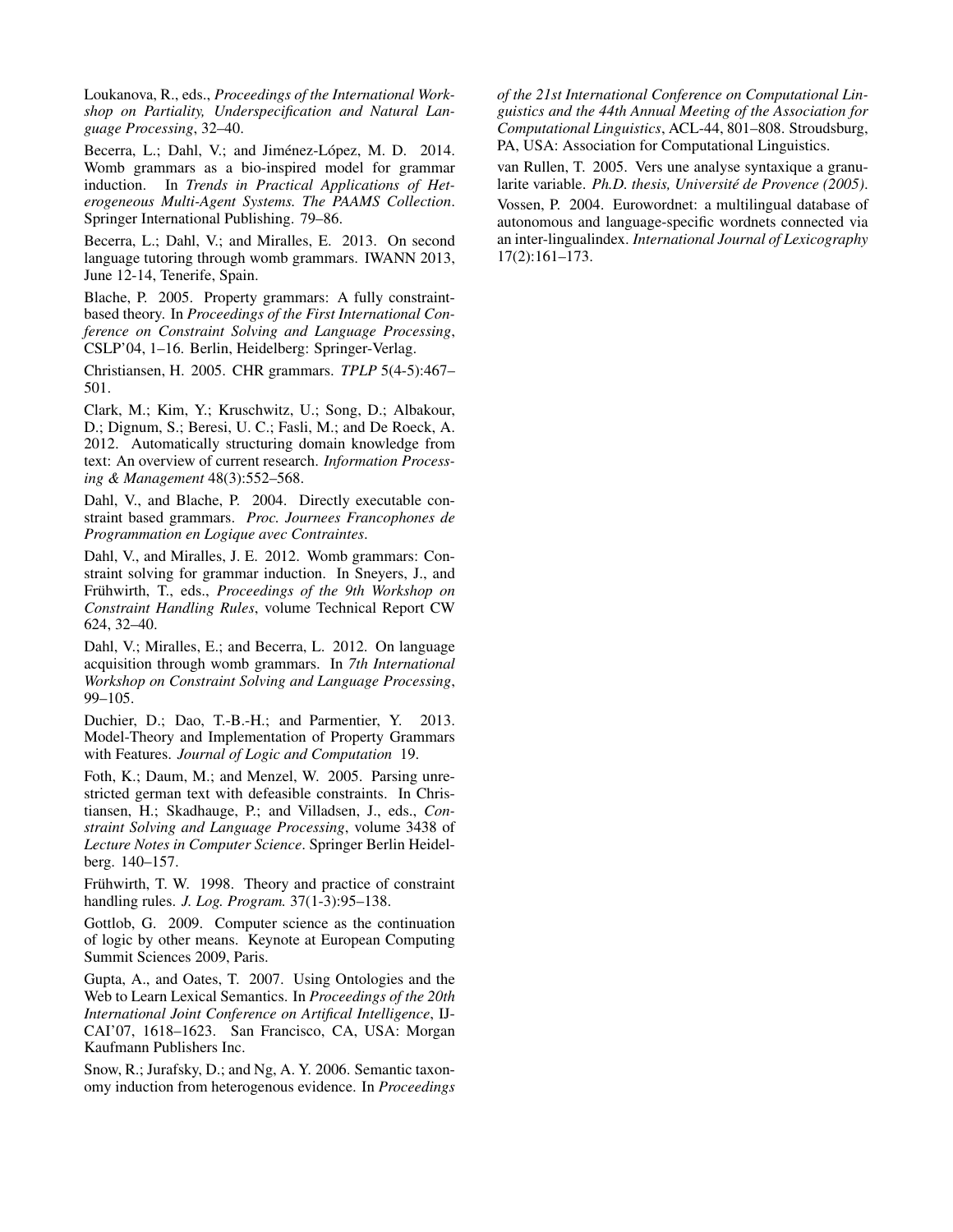Loukanova, R., eds., *Proceedings of the International Workshop on Partiality, Underspecification and Natural Language Processing*, 32–40.

Becerra, L.; Dahl, V.; and Jiménez-López, M. D. 2014. Womb grammars as a bio-inspired model for grammar induction. In *Trends in Practical Applications of Heterogeneous Multi-Agent Systems. The PAAMS Collection*. Springer International Publishing. 79–86.

Becerra, L.; Dahl, V.; and Miralles, E. 2013. On second language tutoring through womb grammars. IWANN 2013, June 12-14, Tenerife, Spain.

Blache, P. 2005. Property grammars: A fully constraint-based theory. In *Proceedings of the First International Conference on Constraint Solving and Language Processing*, CSLP'04, 1–16. Berlin, Heidelberg: Springer-Verlag.

Christiansen, H. 2005. CHR grammars. *TPLP* 5(4-5):467–501.

Clark, M.; Kim, Y.; Kruschwitz, U.; Song, D.; Albakour, D.; Dignum, S.; Beresi, U. C.; Fasli, M.; and De Roeck, A. 2012. Automatically structuring domain knowledge from text: An overview of current research. *Information Processing & Management* 48(3):552–568.

Dahl, V., and Blache, P. 2004. Directly executable constraint based grammars. *Proc. Journees Francophones de Programmation en Logique avec Contraintes*.

Dahl, V., and Miralles, J. E. 2012. Womb grammars: Constraint solving for grammar induction. In Sneyers, J., and Frühwirth, T., eds., *Proceedings of the 9th Workshop on Constraint Handling Rules*, volume Technical Report CW 624, 32–40.

Dahl, V.; Miralles, E.; and Becerra, L. 2012. On language acquisition through womb grammars. In *7th International Workshop on Constraint Solving and Language Processing*, 99–105.

Duchier, D.; Dao, T.-B.-H.; and Parmentier, Y. 2013. Model-Theory and Implementation of Property Grammars with Features. *Journal of Logic and Computation* 19.

Foth, K.; Daum, M.; and Menzel, W. 2005. Parsing unrestricted german text with defeasible constraints. In Christiansen, H.; Skadhauge, P.; and Villadsen, J., eds., *Constraint Solving and Language Processing*, volume 3438 of *Lecture Notes in Computer Science*. Springer Berlin Heidelberg. 140–157.

Frühwirth, T. W. 1998. Theory and practice of constraint handling rules. *J. Log. Program.* 37(1-3):95–138.

Gottlob, G. 2009. Computer science as the continuation of logic by other means. Keynote at European Computing Summit Sciences 2009, Paris.

Gupta, A., and Oates, T. 2007. Using Ontologies and the Web to Learn Lexical Semantics. In *Proceedings of the 20th International Joint Conference on Artifical Intelligence*, IJCAI'07, 1618–1623. San Francisco, CA, USA: Morgan Kaufmann Publishers Inc.

Snow, R.; Jurafsky, D.; and Ng, A. Y. 2006. Semantic taxonomy induction from heterogenous evidence. In *Proceedings of the 21st International Conference on Computational Linguistics and the 44th Annual Meeting of the Association for Computational Linguistics*, ACL-44, 801–808. Stroudsburg, PA, USA: Association for Computational Linguistics.

van Rullen, T. 2005. Vers une analyse syntaxique a granularite variable. *Ph.D. thesis, Université de Provence (2005)*.

Vossen, P. 2004. Eurowordnet: a multilingual database of autonomous and language-specific wordnets connected via an inter-lingualindex. *International Journal of Lexicography* 17(2):161–173.